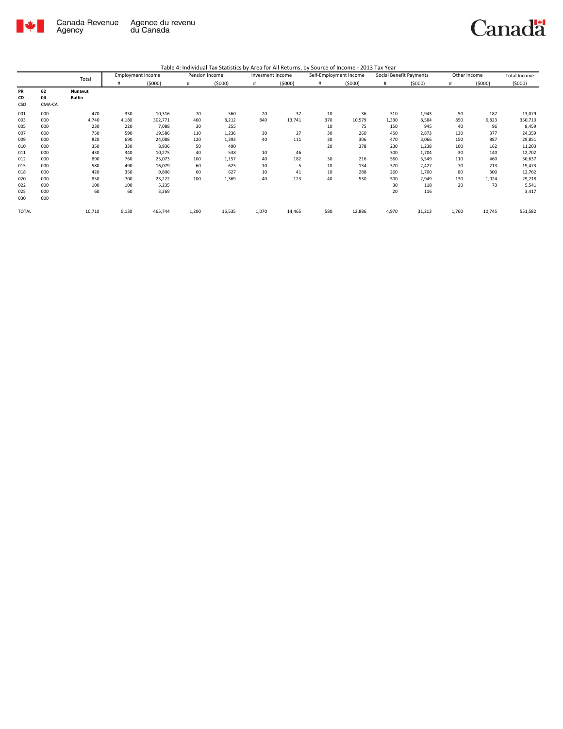Table 4: Individual Tax Statistics by Area for All Returns, by Source of Income - 2013 Tax Year

| | | Total | Employment Income | | Pension Income | | Invesment Income | | Self-Employment Income | | Social Benefit Payments | | Other Income | | Total Income |
|---|---|---|---|---|---|---|---|---|---|---|---|---|---|---|---|
| | | | # | ($000) | # | ($000) | # | ($000) | # | ($000) | # | ($000) | # | ($000) | ($000) |
| **PR** | **62** | **Nunavut** | | | | | | | | | | | | | |
| **CD** | **04** | **Baffin** | | | | | | | | | | | | | |
| CSD | CMA-CA | | | | | | | | | | | | | | |
| 001 | 000 | 470 | 330 | 10,316 | 70 | 560 | 20 | 37 | 10 | 36 | 310 | 1,943 | 50 | 187 | 13,079 |
| 003 | 000 | 4,740 | 4,180 | 302,771 | 460 | 8,212 | 840 | 13,741 | 370 | 10,579 | 1,330 | 8,584 | 850 | 6,823 | 350,710 |
| 005 | 000 | 230 | 220 | 7,088 | 30 | 255 | | | 10 | 75 | 150 | 945 | 40 | 96 | 8,459 |
| 007 | 000 | 750 | 590 | 19,586 | 110 | 1,236 | 30 | 27 | 30 | 260 | 450 | 2,873 | 130 | 377 | 24,359 |
| 009 | 000 | 820 | 690 | 24,088 | 120 | 1,393 | 40 | 111 | 30 | 306 | 470 | 3,066 | 150 | 887 | 29,851 |
| 010 | 000 | 350 | 330 | 8,936 | 50 | 490 | | | 20 | 378 | 230 | 1,238 | 100 | 162 | 11,203 |
| 011 | 000 | 430 | 340 | 10,275 | 40 | 538 | 10 | 46 | | | 300 | 1,704 | 30 | 140 | 12,702 |
| 012 | 000 | 890 | 760 | 25,073 | 100 | 1,157 | 40 | 182 | 30 | 216 | 560 | 3,549 | 110 | 460 | 30,637 |
| 015 | 000 | 580 | 490 | 16,079 | 60 | 625 | 10 - | 5 | 10 | 134 | 370 | 2,427 | 70 | 213 | 19,473 |
| 018 | 000 | 420 | 350 | 9,806 | 60 | 627 | 10 | 41 | 10 | 288 | 260 | 1,700 | 80 | 300 | 12,762 |
| 020 | 000 | 850 | 700 | 23,222 | 100 | 1,369 | 40 | 123 | 40 | 530 | 500 | 2,949 | 130 | 1,024 | 29,218 |
| 022 | 000 | 100 | 100 | 5,235 | | | | | | | 30 | 118 | 20 | 73 | 5,541 |
| 025 | 000 | 60 | 60 | 3,269 | | | | | | | 20 | 116 | | | 3,417 |
| 030 | 000 | | | | | | | | | | | | | | |
| TOTAL | | 10,710 | 9,130 | 465,744 | 1,200 | 16,535 | 1,070 | 14,465 | 580 | 12,886 | 4,970 | 31,213 | 1,760 | 10,745 | 551,582 |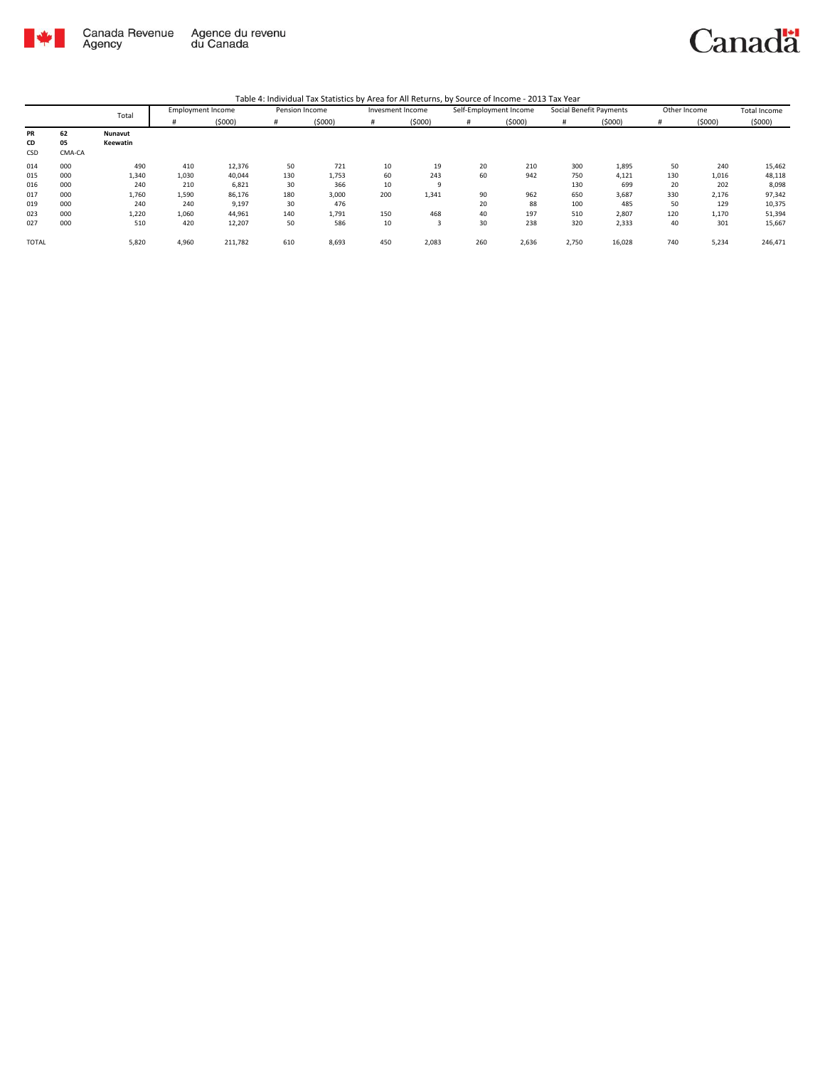Canada Revenue Agency | Agence du revenu du Canada

Canada

Table 4: Individual Tax Statistics by Area for All Returns, by Source of Income - 2013 Tax Year

| | | Total | Employment Income | | Pension Income | | Invesment Income | | Self-Employment Income | | Social Benefit Payments | | Other Income | | Total Income |
|---|---|---|---|---|---|---|---|---|---|---|---|---|---|---|---|
| | | | # | ($000) | # | ($000) | # | ($000) | # | ($000) | # | ($000) | # | ($000) | ($000) |
| **PR** | **62** | **Nunavut** | | | | | | | | | | | | | |
| **CD** | **05** | **Keewatin** | | | | | | | | | | | | | |
| CSD | CMA-CA | | | | | | | | | | | | | | |
| 014 | 000 | 490 | 410 | 12,376 | 50 | 721 | 10 | 19 | 20 | 210 | 300 | 1,895 | 50 | 240 | 15,462 |
| 015 | 000 | 1,340 | 1,030 | 40,044 | 130 | 1,753 | 60 | 243 | 60 | 942 | 750 | 4,121 | 130 | 1,016 | 48,118 |
| 016 | 000 | 240 | 210 | 6,821 | 30 | 366 | 10 | 9 | | | 130 | 699 | 20 | 202 | 8,098 |
| 017 | 000 | 1,760 | 1,590 | 86,176 | 180 | 3,000 | 200 | 1,341 | 90 | 962 | 650 | 3,687 | 330 | 2,176 | 97,342 |
| 019 | 000 | 240 | 240 | 9,197 | 30 | 476 | | | 20 | 88 | 100 | 485 | 50 | 129 | 10,375 |
| 023 | 000 | 1,220 | 1,060 | 44,961 | 140 | 1,791 | 150 | 468 | 40 | 197 | 510 | 2,807 | 120 | 1,170 | 51,394 |
| 027 | 000 | 510 | 420 | 12,207 | 50 | 586 | 10 | 3 | 30 | 238 | 320 | 2,333 | 40 | 301 | 15,667 |
| TOTAL | | 5,820 | 4,960 | 211,782 | 610 | 8,693 | 450 | 2,083 | 260 | 2,636 | 2,750 | 16,028 | 740 | 5,234 | 246,471 |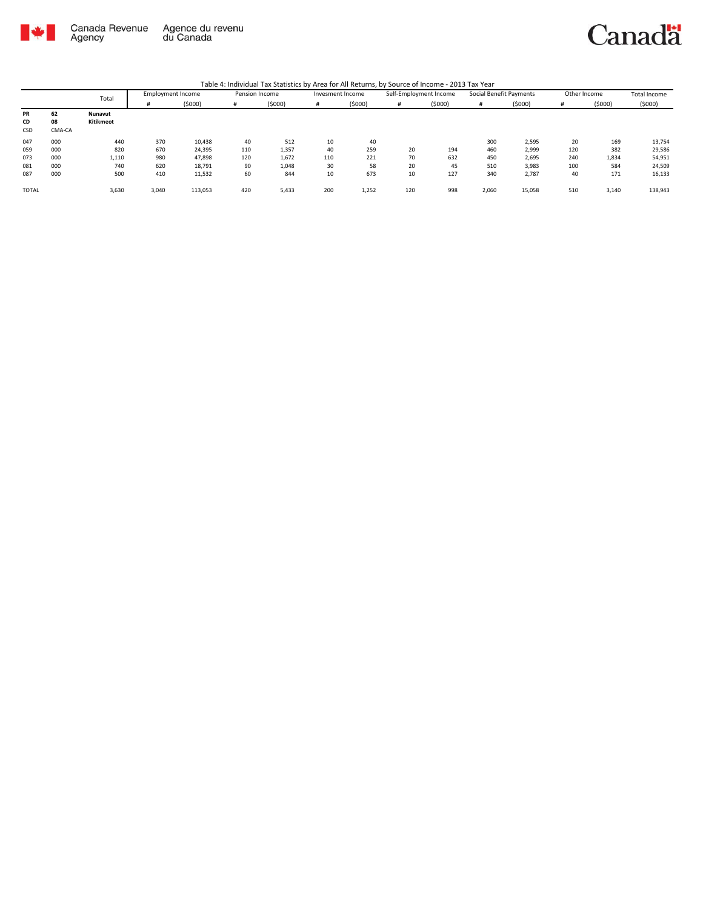Canada Revenue Agency | Agence du revenu du Canada

Table 4: Individual Tax Statistics by Area for All Returns, by Source of Income - 2013 Tax Year

| | | Total | Employment Income | | Pension Income | | Invesment Income | | Self-Employment Income | | Social Benefit Payments | | Other Income | | Total Income |
|---|---|---|---|---|---|---|---|---|---|---|---|---|---|---|---|
| | | | # | ($000) | # | ($000) | # | ($000) | # | ($000) | # | ($000) | # | ($000) | ($000) |
| **PR** | **62** | **Nunavut** | | | | | | | | | | | | | |
| **CD** | **08** | **Kitikmeot** | | | | | | | | | | | | | |
| CSD | CMA-CA | | | | | | | | | | | | | | |
| 047 | 000 | 440 | 370 | 10,438 | 40 | 512 | 10 | 40 | | | 300 | 2,595 | 20 | 169 | 13,754 |
| 059 | 000 | 820 | 670 | 24,395 | 110 | 1,357 | 40 | 259 | 20 | 194 | 460 | 2,999 | 120 | 382 | 29,586 |
| 073 | 000 | 1,110 | 980 | 47,898 | 120 | 1,672 | 110 | 221 | 70 | 632 | 450 | 2,695 | 240 | 1,834 | 54,951 |
| 081 | 000 | 740 | 620 | 18,791 | 90 | 1,048 | 30 | 58 | 20 | 45 | 510 | 3,983 | 100 | 584 | 24,509 |
| 087 | 000 | 500 | 410 | 11,532 | 60 | 844 | 10 | 673 | 10 | 127 | 340 | 2,787 | 40 | 171 | 16,133 |
| TOTAL | | 3,630 | 3,040 | 113,053 | 420 | 5,433 | 200 | 1,252 | 120 | 998 | 2,060 | 15,058 | 510 | 3,140 | 138,943 |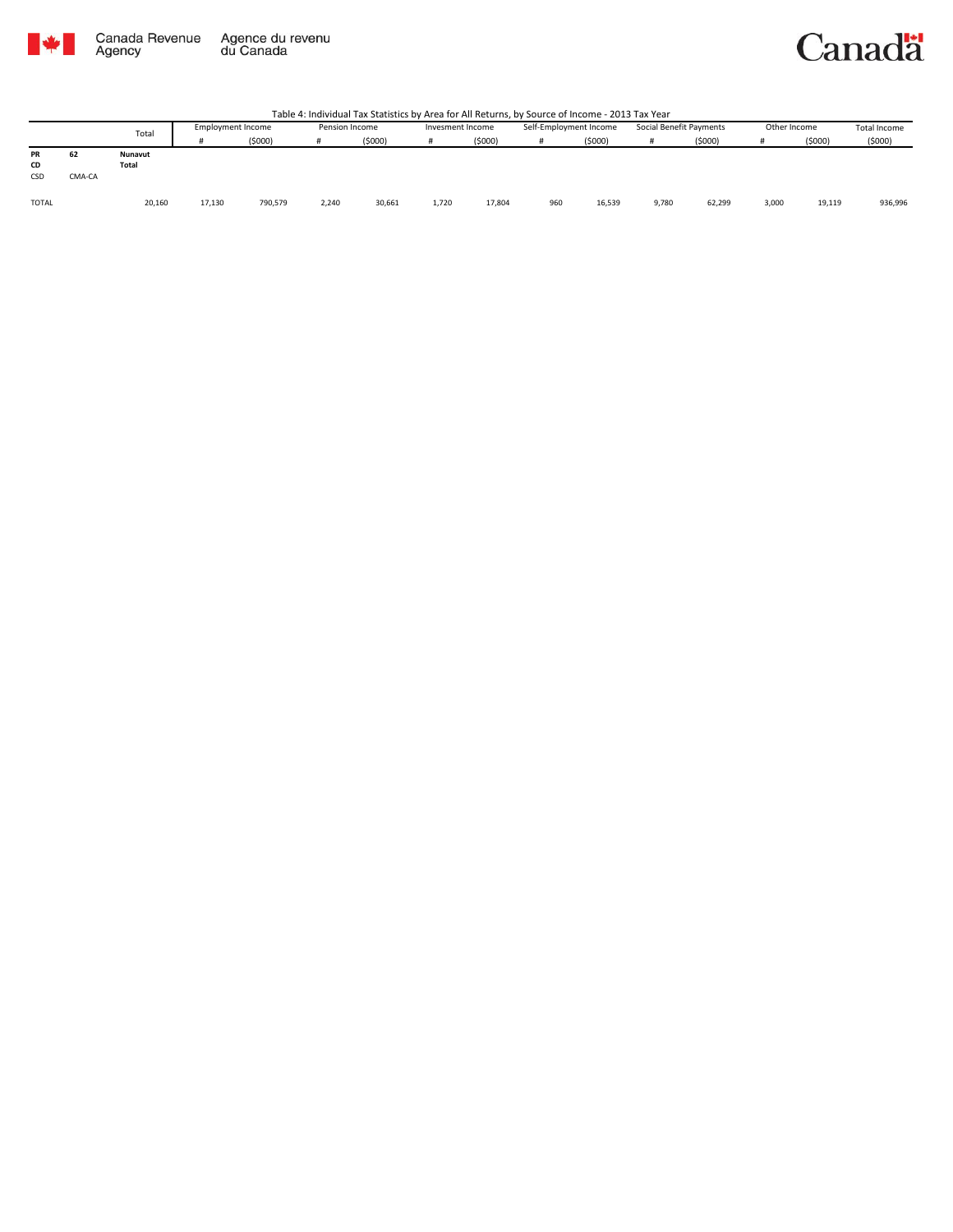Canada Revenue Agency | Agence du revenu du Canada

Canada

Table 4: Individual Tax Statistics by Area for All Returns, by Source of Income - 2013 Tax Year

| | | Total | Employment Income | | Pension Income | | Invesment Income | | Self-Employment Income | | Social Benefit Payments | | Other Income | | Total Income |
|---|---|---|---|---|---|---|---|---|---|---|---|---|---|---|---|
| | | | # | ($000) | # | ($000) | # | ($000) | # | ($000) | # | ($000) | # | ($000) | ($000) |
| **PR** | **62** | **Nunavut** | | | | | | | | | | | | | |
| **CD** | | **Total** | | | | | | | | | | | | | |
| CSD | CMA-CA | | | | | | | | | | | | | | |
| TOTAL | | 20,160 | 17,130 | 790,579 | 2,240 | 30,661 | 1,720 | 17,804 | 960 | 16,539 | 9,780 | 62,299 | 3,000 | 19,119 | 936,996 |